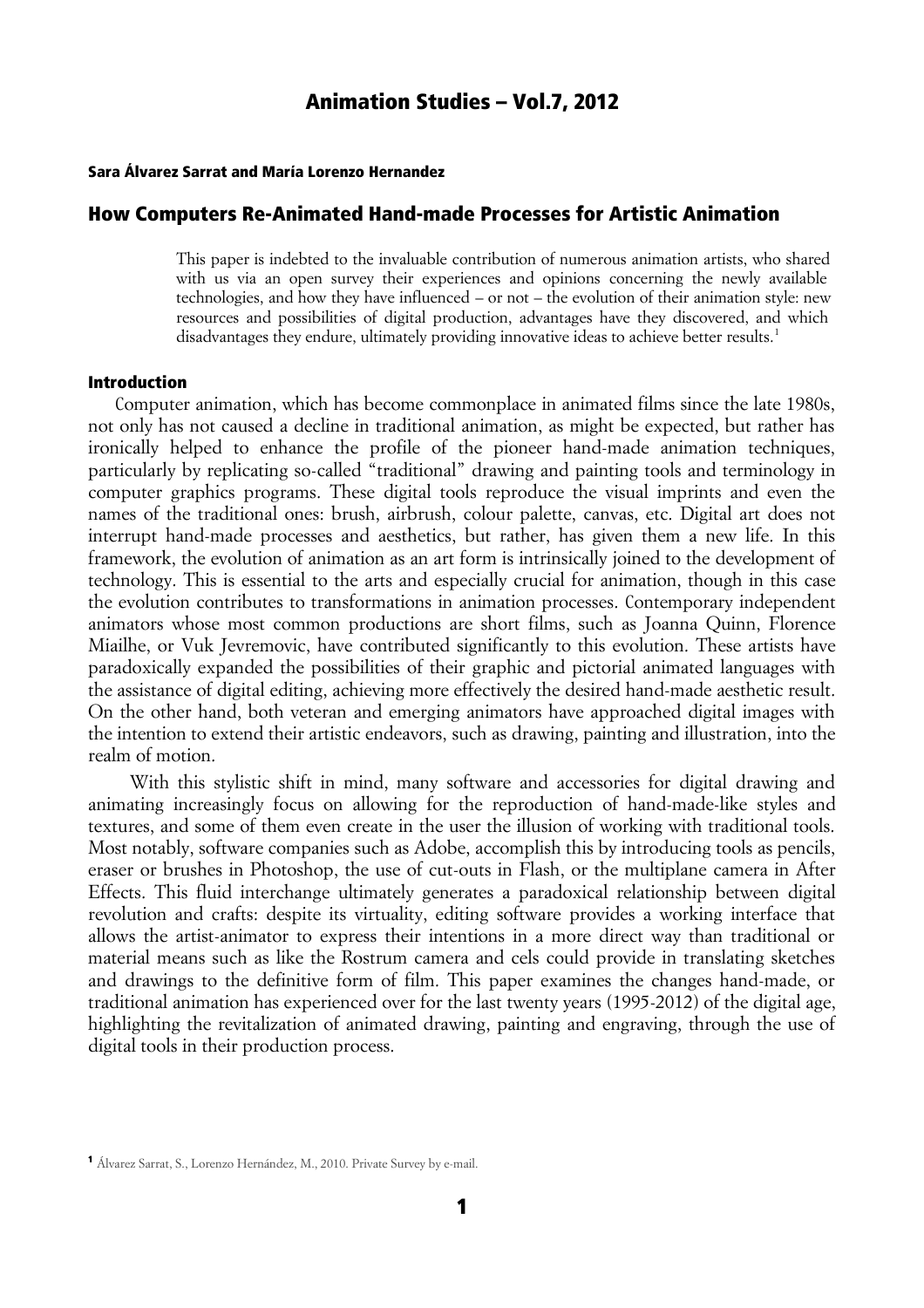**Sara Álvarez Sarrat and María Lorenzo Hernandez**

# How Computers Re-Animated Hand-made Processes for Artistic Animation

> This paper is indebted to the invaluable contribution of numerous animation artists, who shared with us via an open survey their experiences and opinions concerning the newly available technologies, and how they have influenced – or not – the evolution of their animation style: new resources and possibilities of digital production, advantages have they discovered, and which disadvantages they endure, ultimately providing innovative ideas to achieve better results.[1]

## Introduction

Computer animation, which has become commonplace in animated films since the late 1980s, not only has not caused a decline in traditional animation, as might be expected, but rather has ironically helped to enhance the profile of the pioneer hand-made animation techniques, particularly by replicating so-called "traditional" drawing and painting tools and terminology in computer graphics programs. These digital tools reproduce the visual imprints and even the names of the traditional ones: brush, airbrush, colour palette, canvas, etc. Digital art does not interrupt hand-made processes and aesthetics, but rather, has given them a new life. In this framework, the evolution of animation as an art form is intrinsically joined to the development of technology. This is essential to the arts and especially crucial for animation, though in this case the evolution contributes to transformations in animation processes. Contemporary independent animators whose most common productions are short films, such as Joanna Quinn, Florence Miailhe, or Vuk Jevremovic, have contributed significantly to this evolution. These artists have paradoxically expanded the possibilities of their graphic and pictorial animated languages with the assistance of digital editing, achieving more effectively the desired hand-made aesthetic result. On the other hand, both veteran and emerging animators have approached digital images with the intention to extend their artistic endeavors, such as drawing, painting and illustration, into the realm of motion.

With this stylistic shift in mind, many software and accessories for digital drawing and animating increasingly focus on allowing for the reproduction of hand-made-like styles and textures, and some of them even create in the user the illusion of working with traditional tools. Most notably, software companies such as Adobe, accomplish this by introducing tools as pencils, eraser or brushes in Photoshop, the use of cut-outs in Flash, or the multiplane camera in After Effects. This fluid interchange ultimately generates a paradoxical relationship between digital revolution and crafts: despite its virtuality, editing software provides a working interface that allows the artist-animator to express their intentions in a more direct way than traditional or material means such as like the Rostrum camera and cels could provide in translating sketches and drawings to the definitive form of film. This paper examines the changes hand-made, or traditional animation has experienced over for the last twenty years (1995-2012) of the digital age, highlighting the revitalization of animated drawing, painting and engraving, through the use of digital tools in their production process.

[1] Álvarez Sarrat, S., Lorenzo Hernández, M., 2010. Private Survey by e-mail.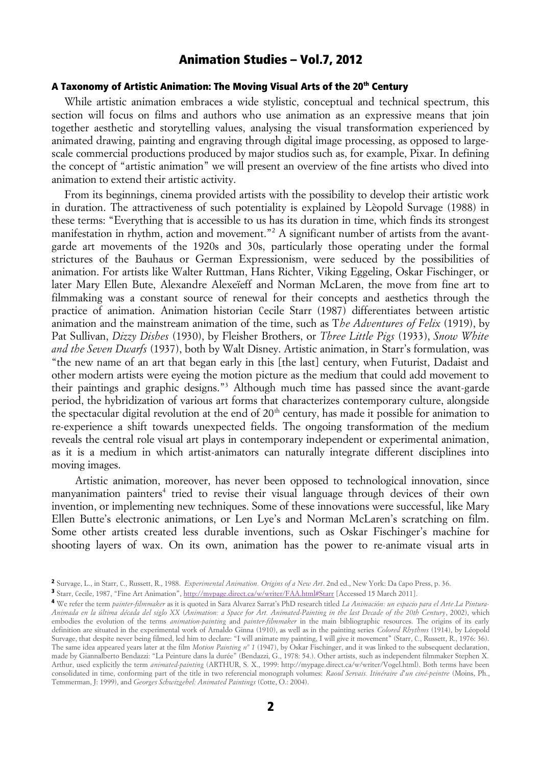### A Taxonomy of Artistic Animation: The Moving Visual Arts of the 20th Century

While artistic animation embraces a wide stylistic, conceptual and technical spectrum, this section will focus on films and authors who use animation as an expressive means that join together aesthetic and storytelling values, analysing the visual transformation experienced by animated drawing, painting and engraving through digital image processing, as opposed to large-scale commercial productions produced by major studios such as, for example, Pixar. In defining the concept of "artistic animation" we will present an overview of the fine artists who dived into animation to extend their artistic activity.

From its beginnings, cinema provided artists with the possibility to develop their artistic work in duration. The attractiveness of such potentiality is explained by Lèopold Survage (1988) in these terms: "Everything that is accessible to us has its duration in time, which finds its strongest manifestation in rhythm, action and movement."[2] A significant number of artists from the avant-garde art movements of the 1920s and 30s, particularly those operating under the formal strictures of the Bauhaus or German Expressionism, were seduced by the possibilities of animation. For artists like Walter Ruttman, Hans Richter, Viking Eggeling, Oskar Fischinger, or later Mary Ellen Bute, Alexandre Alexeïeff and Norman McLaren, the move from fine art to filmmaking was a constant source of renewal for their concepts and aesthetics through the practice of animation. Animation historian Cecile Starr (1987) differentiates between artistic animation and the mainstream animation of the time, such as T*he Adventures of Felix* (1919), by Pat Sullivan, *Dizzy Dishes* (1930), by Fleisher Brothers, or *Three Little Pigs* (1933), *Snow White and the Seven Dwarfs* (1937), both by Walt Disney. Artistic animation, in Starr's formulation, was "the new name of an art that began early in this [the last] century, when Futurist, Dadaist and other modern artists were eyeing the motion picture as the medium that could add movement to their paintings and graphic designs."[3] Although much time has passed since the avant-garde period, the hybridization of various art forms that characterizes contemporary culture, alongside the spectacular digital revolution at the end of 20th century, has made it possible for animation to re-experience a shift towards unexpected fields. The ongoing transformation of the medium reveals the central role visual art plays in contemporary independent or experimental animation, as it is a medium in which artist-animators can naturally integrate different disciplines into moving images.

Artistic animation, moreover, has never been opposed to technological innovation, since manyanimation painters[4] tried to revise their visual language through devices of their own invention, or implementing new techniques. Some of these innovations were successful, like Mary Ellen Butte's electronic animations, or Len Lye's and Norman McLaren's scratching on film. Some other artists created less durable inventions, such as Oskar Fischinger's machine for shooting layers of wax. On its own, animation has the power to re-animate visual arts in

---

[2] Survage, L., in Starr, C., Russett, R., 1988. *Experimental Animation. Origins of a New Art*. 2nd ed., New York: Da Capo Press, p. 36.

[3] Starr, Cecile, 1987, "Fine Art Animation", http://mypage.direct.ca/w/writer/FAA.html#Starr [Accessed 15 March 2011].

[4] We refer the term *painter-filmmaker* as it is quoted in Sara Alvarez Sarrat's PhD research titled *La Animación: un espacio para el Arte.La Pintura-Animada en la última década del siglo XX* (*Animation: a Space for Art. Animated-Painting in the last Decade of the 20th Century*, 2002), which embodies the evolution of the terms *animation-painting* and *painter-filmmaker* in the main bibliographic resources. The origins of its early definition are situated in the experimental work of Arnaldo Ginna (1910), as well as in the painting series *Colored Rhythms* (1914), by Léopold Survage, that despite never being filmed, led him to declare: "I will animate my painting, I will give it movement" (Starr, C., Russett, R., 1976: 36). The same idea appeared years later at the film *Motion Painting n° 1* (1947), by Oskar Fischinger, and it was linked to the subsequent declaration, made by Giannalberto Bendazzi: "La Peinture dans la durée" (Bendazzi, G., 1978: 54.). Other artists, such as independent filmmaker Stephen X. Arthur, used explicitly the term *animated-painting* (ARTHUR, S. X., 1999: http://mypage.direct.ca/w/writer/Vogel.html). Both terms have been consolidated in time, conforming part of the title in two referencial monograph volumes: *Raoul Servais. Itinéraire d'un ciné-peintre* (Moins, Ph., Temmerman, J: 1999), and *Georges Schwizgebel: Animated Paintings* (Cotte, O.: 2004).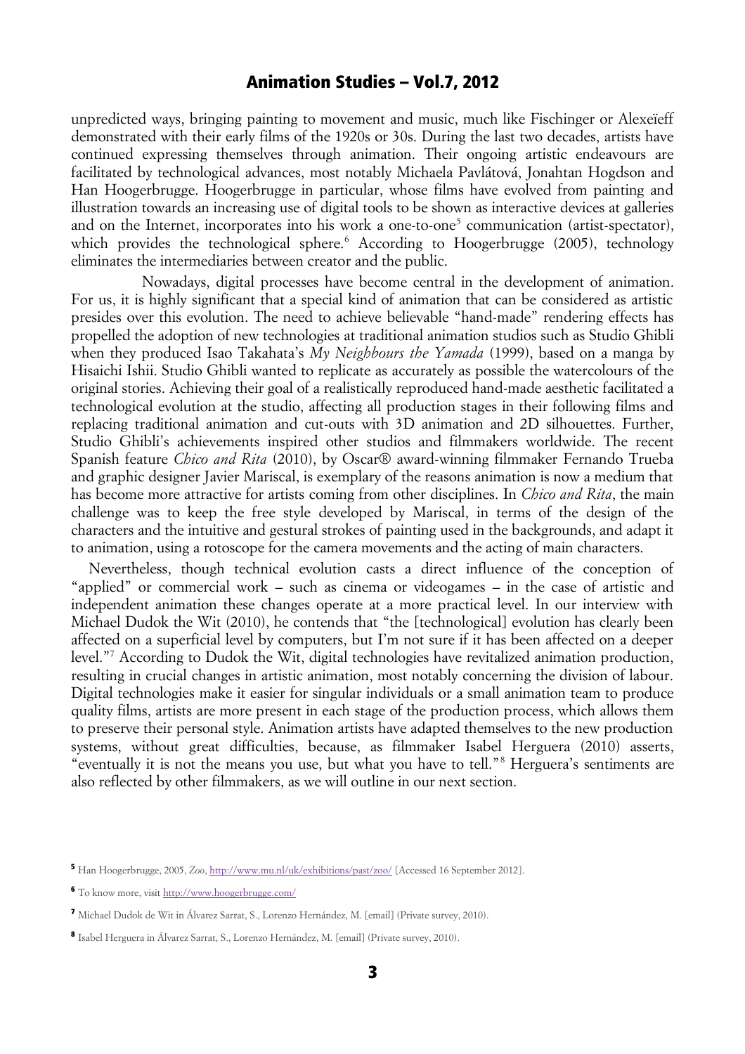unpredicted ways, bringing painting to movement and music, much like Fischinger or Alexeïeff demonstrated with their early films of the 1920s or 30s. During the last two decades, artists have continued expressing themselves through animation. Their ongoing artistic endeavours are facilitated by technological advances, most notably Michaela Pavlátová, Jonahtan Hogdson and Han Hoogerbrugge. Hoogerbrugge in particular, whose films have evolved from painting and illustration towards an increasing use of digital tools to be shown as interactive devices at galleries and on the Internet, incorporates into his work a one-to-one[5] communication (artist-spectator), which provides the technological sphere.[6] According to Hoogerbrugge (2005), technology eliminates the intermediaries between creator and the public.

Nowadays, digital processes have become central in the development of animation. For us, it is highly significant that a special kind of animation that can be considered as artistic presides over this evolution. The need to achieve believable "hand-made" rendering effects has propelled the adoption of new technologies at traditional animation studios such as Studio Ghibli when they produced Isao Takahata's *My Neighbours the Yamada* (1999), based on a manga by Hisaichi Ishii. Studio Ghibli wanted to replicate as accurately as possible the watercolours of the original stories. Achieving their goal of a realistically reproduced hand-made aesthetic facilitated a technological evolution at the studio, affecting all production stages in their following films and replacing traditional animation and cut-outs with 3D animation and 2D silhouettes. Further, Studio Ghibli's achievements inspired other studios and filmmakers worldwide. The recent Spanish feature *Chico and Rita* (2010), by Oscar® award-winning filmmaker Fernando Trueba and graphic designer Javier Mariscal, is exemplary of the reasons animation is now a medium that has become more attractive for artists coming from other disciplines. In *Chico and Rita*, the main challenge was to keep the free style developed by Mariscal, in terms of the design of the characters and the intuitive and gestural strokes of painting used in the backgrounds, and adapt it to animation, using a rotoscope for the camera movements and the acting of main characters.

Nevertheless, though technical evolution casts a direct influence of the conception of "applied" or commercial work – such as cinema or videogames – in the case of artistic and independent animation these changes operate at a more practical level. In our interview with Michael Dudok the Wit (2010), he contends that "the [technological] evolution has clearly been affected on a superficial level by computers, but I'm not sure if it has been affected on a deeper level."[7] According to Dudok the Wit, digital technologies have revitalized animation production, resulting in crucial changes in artistic animation, most notably concerning the division of labour. Digital technologies make it easier for singular individuals or a small animation team to produce quality films, artists are more present in each stage of the production process, which allows them to preserve their personal style. Animation artists have adapted themselves to the new production systems, without great difficulties, because, as filmmaker Isabel Herguera (2010) asserts, "eventually it is not the means you use, but what you have to tell."[8] Herguera's sentiments are also reflected by other filmmakers, as we will outline in our next section.

---

[5] Han Hoogerbrugge, 2005, *Zoo*, http://www.mu.nl/uk/exhibitions/past/zoo/ [Accessed 16 September 2012].

[6] To know more, visit http://www.hoogerbrugge.com/

[7] Michael Dudok de Wit in Álvarez Sarrat, S., Lorenzo Hernández, M. [email] (Private survey, 2010).

[8] Isabel Herguera in Álvarez Sarrat, S., Lorenzo Hernández, M. [email] (Private survey, 2010).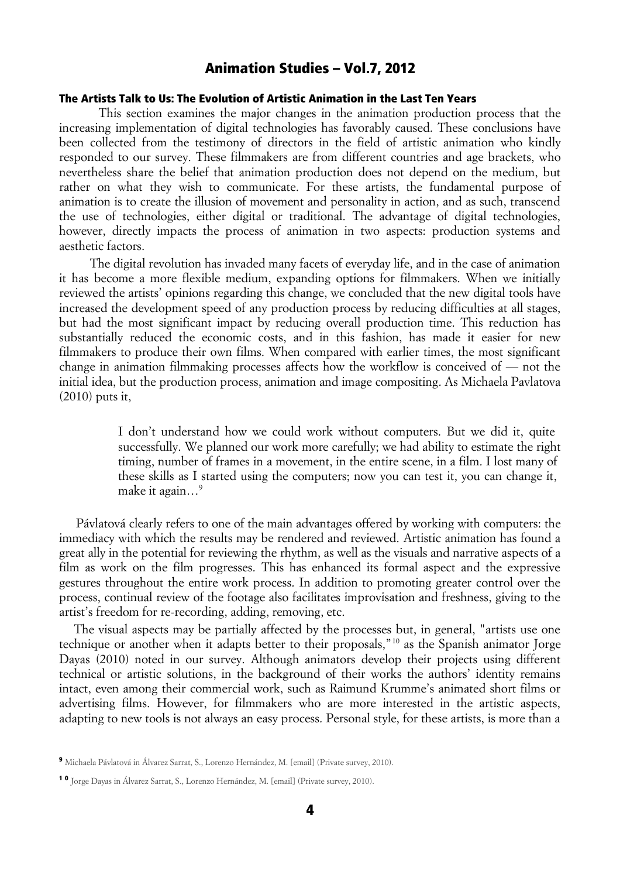### The Artists Talk to Us: The Evolution of Artistic Animation in the Last Ten Years

This section examines the major changes in the animation production process that the increasing implementation of digital technologies has favorably caused. These conclusions have been collected from the testimony of directors in the field of artistic animation who kindly responded to our survey. These filmmakers are from different countries and age brackets, who nevertheless share the belief that animation production does not depend on the medium, but rather on what they wish to communicate. For these artists, the fundamental purpose of animation is to create the illusion of movement and personality in action, and as such, transcend the use of technologies, either digital or traditional. The advantage of digital technologies, however, directly impacts the process of animation in two aspects: production systems and aesthetic factors.

The digital revolution has invaded many facets of everyday life, and in the case of animation it has become a more flexible medium, expanding options for filmmakers. When we initially reviewed the artists' opinions regarding this change, we concluded that the new digital tools have increased the development speed of any production process by reducing difficulties at all stages, but had the most significant impact by reducing overall production time. This reduction has substantially reduced the economic costs, and in this fashion, has made it easier for new filmmakers to produce their own films. When compared with earlier times, the most significant change in animation filmmaking processes affects how the workflow is conceived of — not the initial idea, but the production process, animation and image compositing. As Michaela Pavlatova (2010) puts it,

> I don't understand how we could work without computers. But we did it, quite successfully. We planned our work more carefully; we had ability to estimate the right timing, number of frames in a movement, in the entire scene, in a film. I lost many of these skills as I started using the computers; now you can test it, you can change it, make it again…[9]

Pávlatová clearly refers to one of the main advantages offered by working with computers: the immediacy with which the results may be rendered and reviewed. Artistic animation has found a great ally in the potential for reviewing the rhythm, as well as the visuals and narrative aspects of a film as work on the film progresses. This has enhanced its formal aspect and the expressive gestures throughout the entire work process. In addition to promoting greater control over the process, continual review of the footage also facilitates improvisation and freshness, giving to the artist's freedom for re-recording, adding, removing, etc.

The visual aspects may be partially affected by the processes but, in general, "artists use one technique or another when it adapts better to their proposals,"[10] as the Spanish animator Jorge Dayas (2010) noted in our survey. Although animators develop their projects using different technical or artistic solutions, in the background of their works the authors' identity remains intact, even among their commercial work, such as Raimund Krumme's animated short films or advertising films. However, for filmmakers who are more interested in the artistic aspects, adapting to new tools is not always an easy process. Personal style, for these artists, is more than a

[9] Michaela Pávlatová in Álvarez Sarrat, S., Lorenzo Hernández, M. [email] (Private survey, 2010).

[10] Jorge Dayas in Álvarez Sarrat, S., Lorenzo Hernández, M. [email] (Private survey, 2010).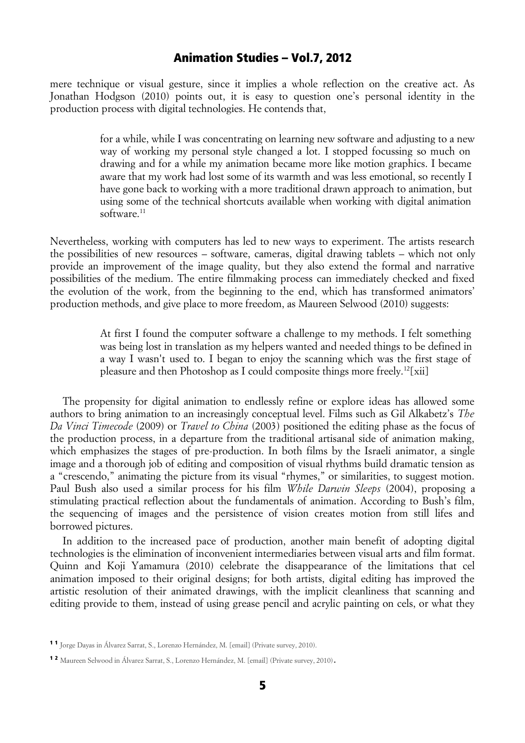mere technique or visual gesture, since it implies a whole reflection on the creative act. As Jonathan Hodgson (2010) points out, it is easy to question one's personal identity in the production process with digital technologies. He contends that,

> for a while, while I was concentrating on learning new software and adjusting to a new way of working my personal style changed a lot. I stopped focussing so much on drawing and for a while my animation became more like motion graphics. I became aware that my work had lost some of its warmth and was less emotional, so recently I have gone back to working with a more traditional drawn approach to animation, but using some of the technical shortcuts available when working with digital animation software.[11]

Nevertheless, working with computers has led to new ways to experiment. The artists research the possibilities of new resources – software, cameras, digital drawing tablets – which not only provide an improvement of the image quality, but they also extend the formal and narrative possibilities of the medium. The entire filmmaking process can immediately checked and fixed the evolution of the work, from the beginning to the end, which has transformed animators' production methods, and give place to more freedom, as Maureen Selwood (2010) suggests:

> At first I found the computer software a challenge to my methods. I felt something was being lost in translation as my helpers wanted and needed things to be defined in a way I wasn't used to. I began to enjoy the scanning which was the first stage of pleasure and then Photoshop as I could composite things more freely.[12][xii]

The propensity for digital animation to endlessly refine or explore ideas has allowed some authors to bring animation to an increasingly conceptual level. Films such as Gil Alkabetz's *The Da Vinci Timecode* (2009) or *Travel to China* (2003) positioned the editing phase as the focus of the production process, in a departure from the traditional artisanal side of animation making, which emphasizes the stages of pre-production. In both films by the Israeli animator, a single image and a thorough job of editing and composition of visual rhythms build dramatic tension as a "crescendo," animating the picture from its visual "rhymes," or similarities, to suggest motion. Paul Bush also used a similar process for his film *While Darwin Sleeps* (2004), proposing a stimulating practical reflection about the fundamentals of animation. According to Bush's film, the sequencing of images and the persistence of vision creates motion from still lifes and borrowed pictures.

In addition to the increased pace of production, another main benefit of adopting digital technologies is the elimination of inconvenient intermediaries between visual arts and film format. Quinn and Koji Yamamura (2010) celebrate the disappearance of the limitations that cel animation imposed to their original designs; for both artists, digital editing has improved the artistic resolution of their animated drawings, with the implicit cleanliness that scanning and editing provide to them, instead of using grease pencil and acrylic painting on cels, or what they

---

[11] Jorge Dayas in Álvarez Sarrat, S., Lorenzo Hernández, M. [email] (Private survey, 2010).

[12] Maureen Selwood in Álvarez Sarrat, S., Lorenzo Hernández, M. [email] (Private survey, 2010).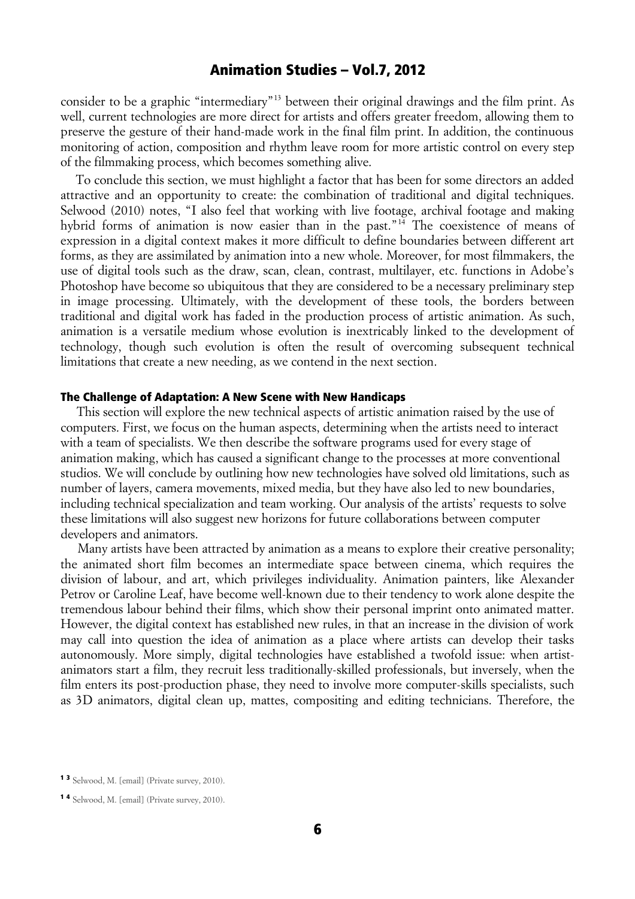consider to be a graphic "intermediary"[13] between their original drawings and the film print. As well, current technologies are more direct for artists and offers greater freedom, allowing them to preserve the gesture of their hand-made work in the final film print. In addition, the continuous monitoring of action, composition and rhythm leave room for more artistic control on every step of the filmmaking process, which becomes something alive.

To conclude this section, we must highlight a factor that has been for some directors an added attractive and an opportunity to create: the combination of traditional and digital techniques. Selwood (2010) notes, "I also feel that working with live footage, archival footage and making hybrid forms of animation is now easier than in the past."[14] The coexistence of means of expression in a digital context makes it more difficult to define boundaries between different art forms, as they are assimilated by animation into a new whole. Moreover, for most filmmakers, the use of digital tools such as the draw, scan, clean, contrast, multilayer, etc. functions in Adobe's Photoshop have become so ubiquitous that they are considered to be a necessary preliminary step in image processing. Ultimately, with the development of these tools, the borders between traditional and digital work has faded in the production process of artistic animation. As such, animation is a versatile medium whose evolution is inextricably linked to the development of technology, though such evolution is often the result of overcoming subsequent technical limitations that create a new needing, as we contend in the next section.

### The Challenge of Adaptation: A New Scene with New Handicaps

This section will explore the new technical aspects of artistic animation raised by the use of computers. First, we focus on the human aspects, determining when the artists need to interact with a team of specialists. We then describe the software programs used for every stage of animation making, which has caused a significant change to the processes at more conventional studios. We will conclude by outlining how new technologies have solved old limitations, such as number of layers, camera movements, mixed media, but they have also led to new boundaries, including technical specialization and team working. Our analysis of the artists' requests to solve these limitations will also suggest new horizons for future collaborations between computer developers and animators.

Many artists have been attracted by animation as a means to explore their creative personality; the animated short film becomes an intermediate space between cinema, which requires the division of labour, and art, which privileges individuality. Animation painters, like Alexander Petrov or Caroline Leaf, have become well-known due to their tendency to work alone despite the tremendous labour behind their films, which show their personal imprint onto animated matter. However, the digital context has established new rules, in that an increase in the division of work may call into question the idea of animation as a place where artists can develop their tasks autonomously. More simply, digital technologies have established a twofold issue: when artist-animators start a film, they recruit less traditionally-skilled professionals, but inversely, when the film enters its post-production phase, they need to involve more computer-skills specialists, such as 3D animators, digital clean up, mattes, compositing and editing technicians. Therefore, the

[13] Selwood, M. [email] (Private survey, 2010).

[14] Selwood, M. [email] (Private survey, 2010).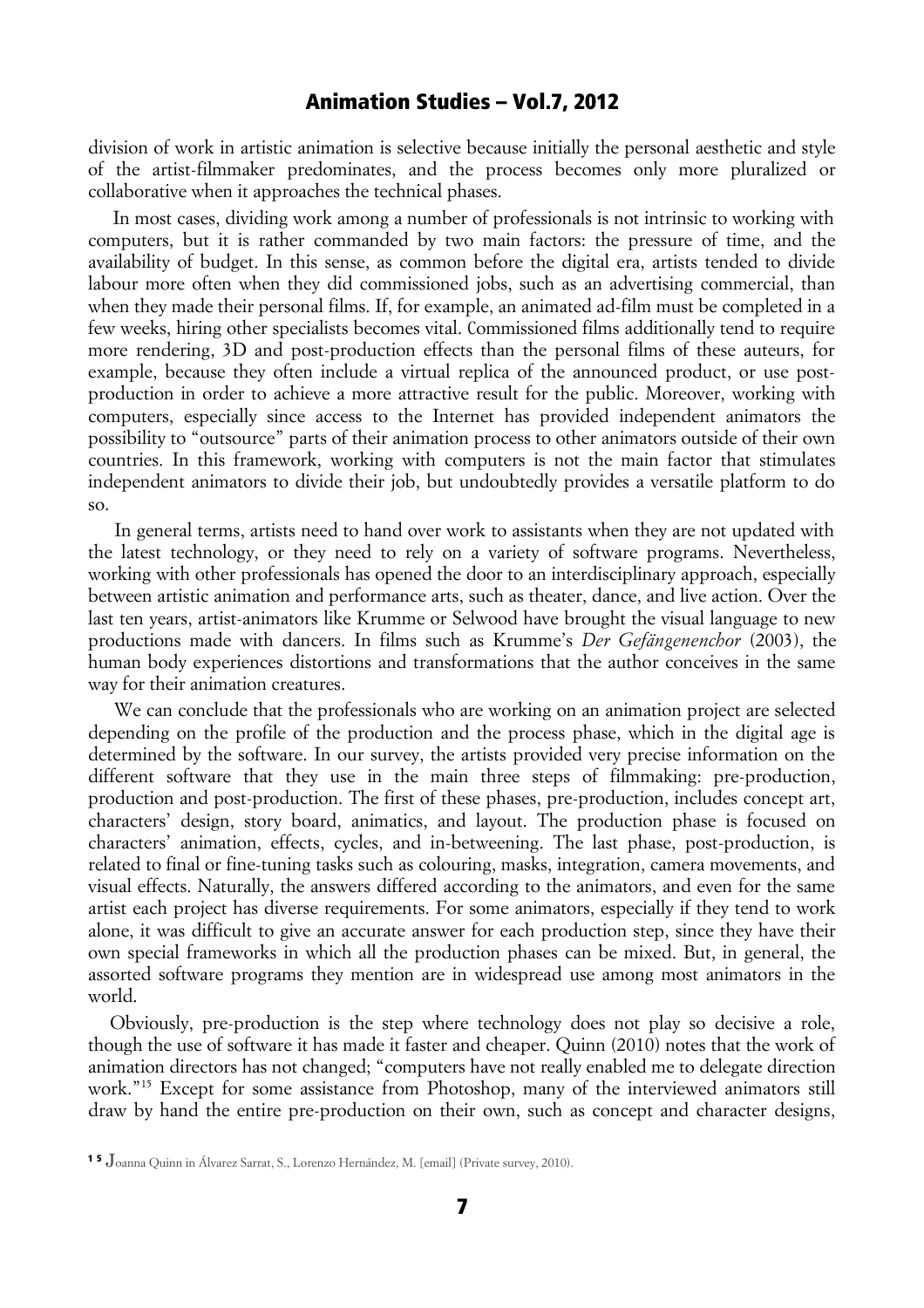division of work in artistic animation is selective because initially the personal aesthetic and style of the artist-filmmaker predominates, and the process becomes only more pluralized or collaborative when it approaches the technical phases.

In most cases, dividing work among a number of professionals is not intrinsic to working with computers, but it is rather commanded by two main factors: the pressure of time, and the availability of budget. In this sense, as common before the digital era, artists tended to divide labour more often when they did commissioned jobs, such as an advertising commercial, than when they made their personal films. If, for example, an animated ad-film must be completed in a few weeks, hiring other specialists becomes vital. Commissioned films additionally tend to require more rendering, 3D and post-production effects than the personal films of these auteurs, for example, because they often include a virtual replica of the announced product, or use post-production in order to achieve a more attractive result for the public. Moreover, working with computers, especially since access to the Internet has provided independent animators the possibility to "outsource" parts of their animation process to other animators outside of their own countries. In this framework, working with computers is not the main factor that stimulates independent animators to divide their job, but undoubtedly provides a versatile platform to do so.

In general terms, artists need to hand over work to assistants when they are not updated with the latest technology, or they need to rely on a variety of software programs. Nevertheless, working with other professionals has opened the door to an interdisciplinary approach, especially between artistic animation and performance arts, such as theater, dance, and live action. Over the last ten years, artist-animators like Krumme or Selwood have brought the visual language to new productions made with dancers. In films such as Krumme's *Der Gefängenenchor* (2003), the human body experiences distortions and transformations that the author conceives in the same way for their animation creatures.

We can conclude that the professionals who are working on an animation project are selected depending on the profile of the production and the process phase, which in the digital age is determined by the software. In our survey, the artists provided very precise information on the different software that they use in the main three steps of filmmaking: pre-production, production and post-production. The first of these phases, pre-production, includes concept art, characters' design, story board, animatics, and layout. The production phase is focused on characters' animation, effects, cycles, and in-betweening. The last phase, post-production, is related to final or fine-tuning tasks such as colouring, masks, integration, camera movements, and visual effects. Naturally, the answers differed according to the animators, and even for the same artist each project has diverse requirements. For some animators, especially if they tend to work alone, it was difficult to give an accurate answer for each production step, since they have their own special frameworks in which all the production phases can be mixed. But, in general, the assorted software programs they mention are in widespread use among most animators in the world.

Obviously, pre-production is the step where technology does not play so decisive a role, though the use of software it has made it faster and cheaper. Quinn (2010) notes that the work of animation directors has not changed; "computers have not really enabled me to delegate direction work."[15] Except for some assistance from Photoshop, many of the interviewed animators still draw by hand the entire pre-production on their own, such as concept and character designs,

[15] Joanna Quinn in Álvarez Sarrat, S., Lorenzo Hernández, M. [email] (Private survey, 2010).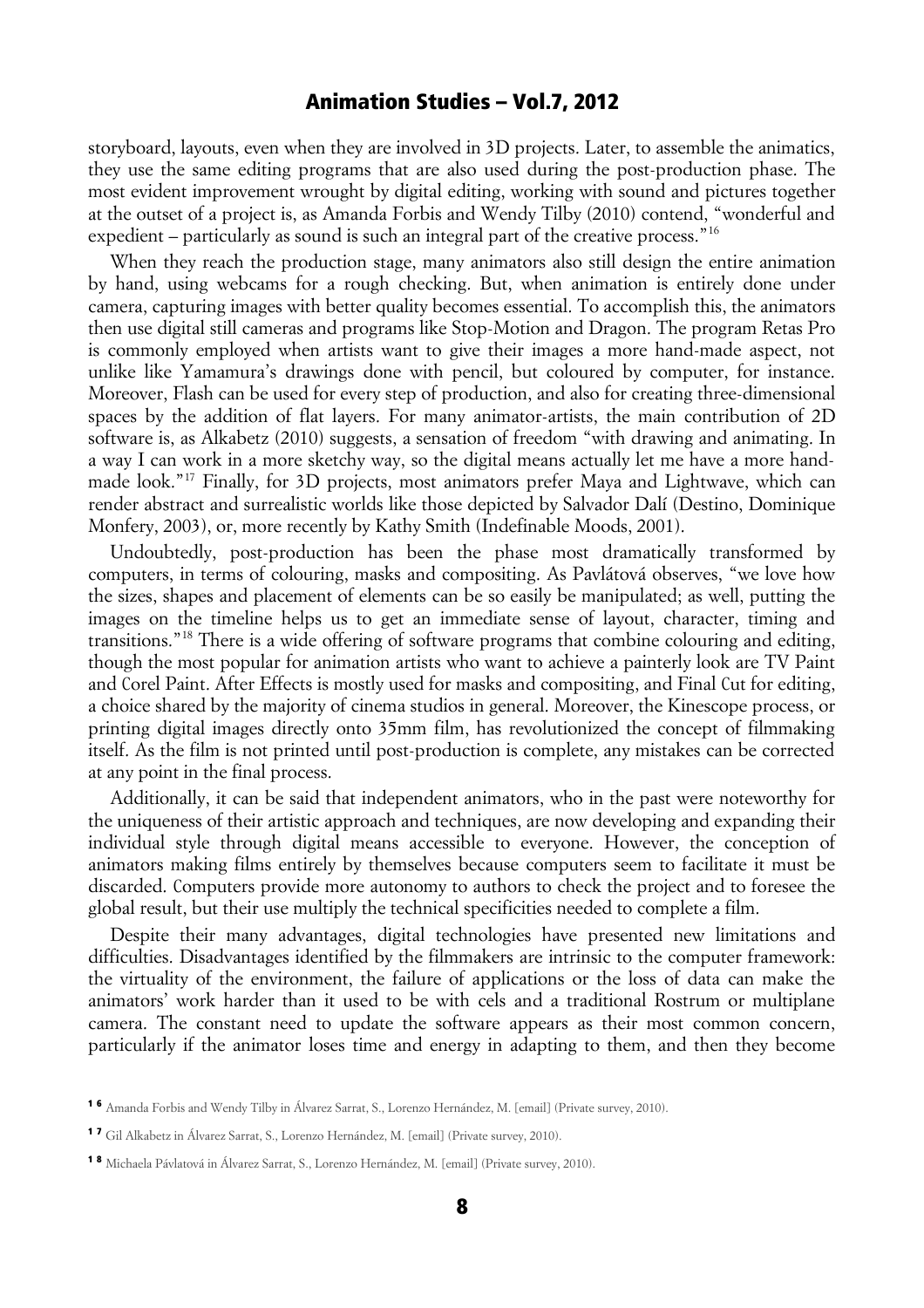storyboard, layouts, even when they are involved in 3D projects. Later, to assemble the animatics, they use the same editing programs that are also used during the post-production phase. The most evident improvement wrought by digital editing, working with sound and pictures together at the outset of a project is, as Amanda Forbis and Wendy Tilby (2010) contend, "wonderful and expedient – particularly as sound is such an integral part of the creative process."[16]

When they reach the production stage, many animators also still design the entire animation by hand, using webcams for a rough checking. But, when animation is entirely done under camera, capturing images with better quality becomes essential. To accomplish this, the animators then use digital still cameras and programs like Stop-Motion and Dragon. The program Retas Pro is commonly employed when artists want to give their images a more hand-made aspect, not unlike like Yamamura's drawings done with pencil, but coloured by computer, for instance. Moreover, Flash can be used for every step of production, and also for creating three-dimensional spaces by the addition of flat layers. For many animator-artists, the main contribution of 2D software is, as Alkabetz (2010) suggests, a sensation of freedom "with drawing and animating. In a way I can work in a more sketchy way, so the digital means actually let me have a more hand-made look."[17] Finally, for 3D projects, most animators prefer Maya and Lightwave, which can render abstract and surrealistic worlds like those depicted by Salvador Dalí (Destino, Dominique Monfery, 2003), or, more recently by Kathy Smith (Indefinable Moods, 2001).

Undoubtedly, post-production has been the phase most dramatically transformed by computers, in terms of colouring, masks and compositing. As Pavlátová observes, "we love how the sizes, shapes and placement of elements can be so easily be manipulated; as well, putting the images on the timeline helps us to get an immediate sense of layout, character, timing and transitions."[18] There is a wide offering of software programs that combine colouring and editing, though the most popular for animation artists who want to achieve a painterly look are TV Paint and Corel Paint. After Effects is mostly used for masks and compositing, and Final Cut for editing, a choice shared by the majority of cinema studios in general. Moreover, the Kinescope process, or printing digital images directly onto 35mm film, has revolutionized the concept of filmmaking itself. As the film is not printed until post-production is complete, any mistakes can be corrected at any point in the final process.

Additionally, it can be said that independent animators, who in the past were noteworthy for the uniqueness of their artistic approach and techniques, are now developing and expanding their individual style through digital means accessible to everyone. However, the conception of animators making films entirely by themselves because computers seem to facilitate it must be discarded. Computers provide more autonomy to authors to check the project and to foresee the global result, but their use multiply the technical specificities needed to complete a film.

Despite their many advantages, digital technologies have presented new limitations and difficulties. Disadvantages identified by the filmmakers are intrinsic to the computer framework: the virtuality of the environment, the failure of applications or the loss of data can make the animators' work harder than it used to be with cels and a traditional Rostrum or multiplane camera. The constant need to update the software appears as their most common concern, particularly if the animator loses time and energy in adapting to them, and then they become

[16] Amanda Forbis and Wendy Tilby in Álvarez Sarrat, S., Lorenzo Hernández, M. [email] (Private survey, 2010).

[17] Gil Alkabetz in Álvarez Sarrat, S., Lorenzo Hernández, M. [email] (Private survey, 2010).

[18] Michaela Pávlatová in Álvarez Sarrat, S., Lorenzo Hernández, M. [email] (Private survey, 2010).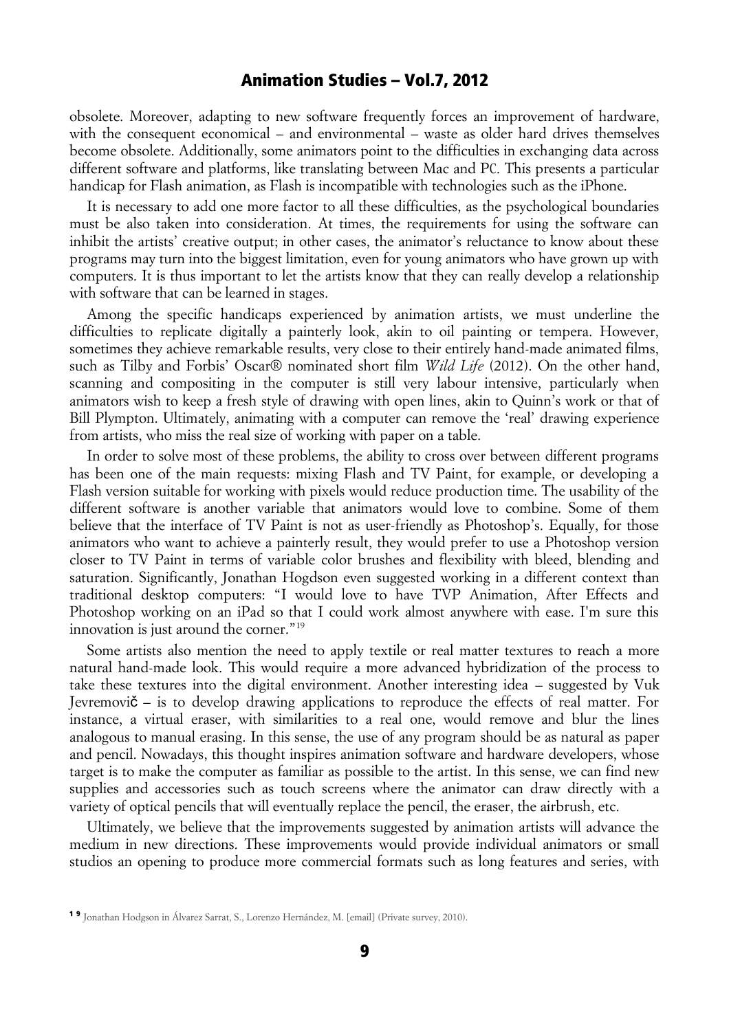obsolete. Moreover, adapting to new software frequently forces an improvement of hardware, with the consequent economical – and environmental – waste as older hard drives themselves become obsolete. Additionally, some animators point to the difficulties in exchanging data across different software and platforms, like translating between Mac and PC. This presents a particular handicap for Flash animation, as Flash is incompatible with technologies such as the iPhone.

It is necessary to add one more factor to all these difficulties, as the psychological boundaries must be also taken into consideration. At times, the requirements for using the software can inhibit the artists' creative output; in other cases, the animator's reluctance to know about these programs may turn into the biggest limitation, even for young animators who have grown up with computers. It is thus important to let the artists know that they can really develop a relationship with software that can be learned in stages.

Among the specific handicaps experienced by animation artists, we must underline the difficulties to replicate digitally a painterly look, akin to oil painting or tempera. However, sometimes they achieve remarkable results, very close to their entirely hand-made animated films, such as Tilby and Forbis' Oscar® nominated short film *Wild Life* (2012). On the other hand, scanning and compositing in the computer is still very labour intensive, particularly when animators wish to keep a fresh style of drawing with open lines, akin to Quinn's work or that of Bill Plympton. Ultimately, animating with a computer can remove the 'real' drawing experience from artists, who miss the real size of working with paper on a table.

In order to solve most of these problems, the ability to cross over between different programs has been one of the main requests: mixing Flash and TV Paint, for example, or developing a Flash version suitable for working with pixels would reduce production time. The usability of the different software is another variable that animators would love to combine. Some of them believe that the interface of TV Paint is not as user-friendly as Photoshop's. Equally, for those animators who want to achieve a painterly result, they would prefer to use a Photoshop version closer to TV Paint in terms of variable color brushes and flexibility with bleed, blending and saturation. Significantly, Jonathan Hogdson even suggested working in a different context than traditional desktop computers: "I would love to have TVP Animation, After Effects and Photoshop working on an iPad so that I could work almost anywhere with ease. I'm sure this innovation is just around the corner."[19]

Some artists also mention the need to apply textile or real matter textures to reach a more natural hand-made look. This would require a more advanced hybridization of the process to take these textures into the digital environment. Another interesting idea – suggested by Vuk Jevremovič – is to develop drawing applications to reproduce the effects of real matter. For instance, a virtual eraser, with similarities to a real one, would remove and blur the lines analogous to manual erasing. In this sense, the use of any program should be as natural as paper and pencil. Nowadays, this thought inspires animation software and hardware developers, whose target is to make the computer as familiar as possible to the artist. In this sense, we can find new supplies and accessories such as touch screens where the animator can draw directly with a variety of optical pencils that will eventually replace the pencil, the eraser, the airbrush, etc.

Ultimately, we believe that the improvements suggested by animation artists will advance the medium in new directions. These improvements would provide individual animators or small studios an opening to produce more commercial formats such as long features and series, with

[19] Jonathan Hodgson in Álvarez Sarrat, S., Lorenzo Hernández, M. [email] (Private survey, 2010).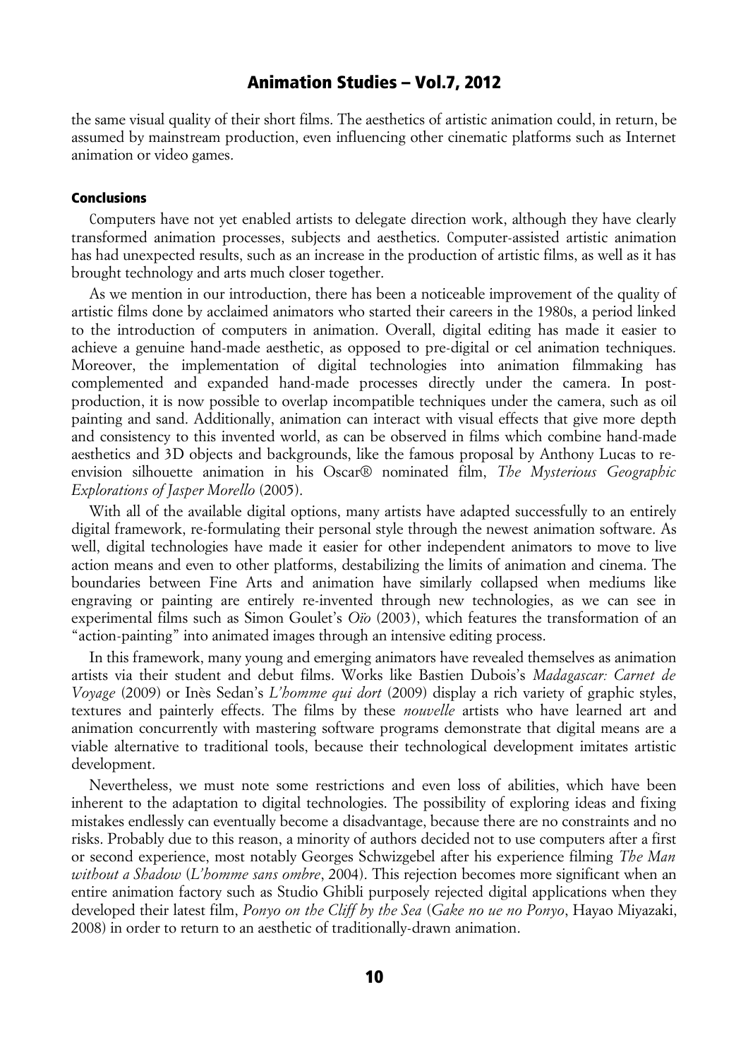the same visual quality of their short films. The aesthetics of artistic animation could, in return, be assumed by mainstream production, even influencing other cinematic platforms such as Internet animation or video games.

## Conclusions

Computers have not yet enabled artists to delegate direction work, although they have clearly transformed animation processes, subjects and aesthetics. Computer-assisted artistic animation has had unexpected results, such as an increase in the production of artistic films, as well as it has brought technology and arts much closer together.

As we mention in our introduction, there has been a noticeable improvement of the quality of artistic films done by acclaimed animators who started their careers in the 1980s, a period linked to the introduction of computers in animation. Overall, digital editing has made it easier to achieve a genuine hand-made aesthetic, as opposed to pre-digital or cel animation techniques. Moreover, the implementation of digital technologies into animation filmmaking has complemented and expanded hand-made processes directly under the camera. In post-production, it is now possible to overlap incompatible techniques under the camera, such as oil painting and sand. Additionally, animation can interact with visual effects that give more depth and consistency to this invented world, as can be observed in films which combine hand-made aesthetics and 3D objects and backgrounds, like the famous proposal by Anthony Lucas to re-envision silhouette animation in his Oscar® nominated film, *The Mysterious Geographic Explorations of Jasper Morello* (2005).

With all of the available digital options, many artists have adapted successfully to an entirely digital framework, re-formulating their personal style through the newest animation software. As well, digital technologies have made it easier for other independent animators to move to live action means and even to other platforms, destabilizing the limits of animation and cinema. The boundaries between Fine Arts and animation have similarly collapsed when mediums like engraving or painting are entirely re-invented through new technologies, as we can see in experimental films such as Simon Goulet's *Oïo* (2003), which features the transformation of an "action-painting" into animated images through an intensive editing process.

In this framework, many young and emerging animators have revealed themselves as animation artists via their student and debut films. Works like Bastien Dubois's *Madagascar: Carnet de Voyage* (2009) or Inès Sedan's *L'homme qui dort* (2009) display a rich variety of graphic styles, textures and painterly effects. The films by these *nouvelle* artists who have learned art and animation concurrently with mastering software programs demonstrate that digital means are a viable alternative to traditional tools, because their technological development imitates artistic development.

Nevertheless, we must note some restrictions and even loss of abilities, which have been inherent to the adaptation to digital technologies. The possibility of exploring ideas and fixing mistakes endlessly can eventually become a disadvantage, because there are no constraints and no risks. Probably due to this reason, a minority of authors decided not to use computers after a first or second experience, most notably Georges Schwizgebel after his experience filming *The Man without a Shadow* (*L'homme sans ombre*, 2004). This rejection becomes more significant when an entire animation factory such as Studio Ghibli purposely rejected digital applications when they developed their latest film, *Ponyo on the Cliff by the Sea* (*Gake no ue no Ponyo*, Hayao Miyazaki, 2008) in order to return to an aesthetic of traditionally-drawn animation.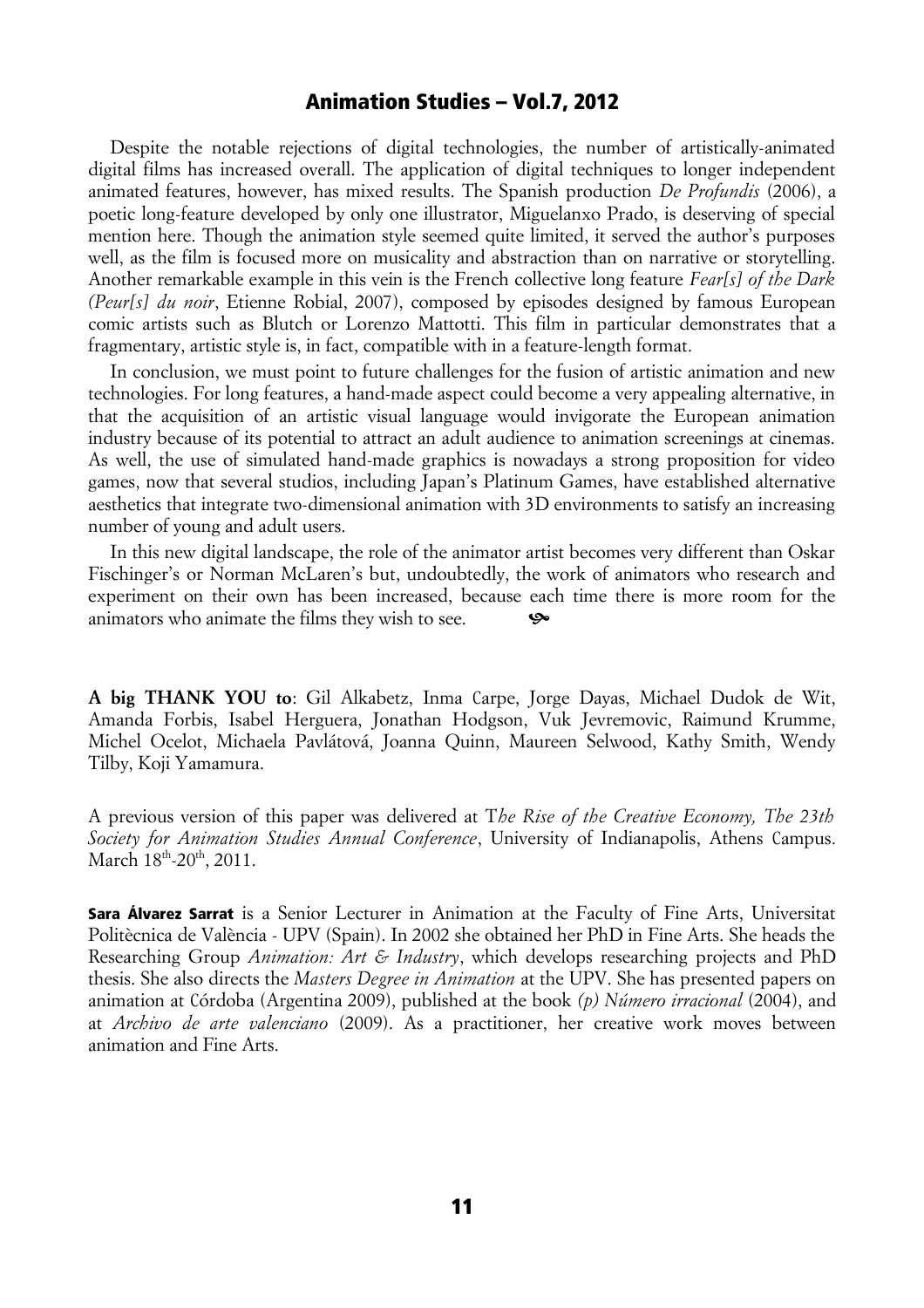Despite the notable rejections of digital technologies, the number of artistically-animated digital films has increased overall. The application of digital techniques to longer independent animated features, however, has mixed results. The Spanish production *De Profundis* (2006), a poetic long-feature developed by only one illustrator, Miguelanxo Prado, is deserving of special mention here. Though the animation style seemed quite limited, it served the author's purposes well, as the film is focused more on musicality and abstraction than on narrative or storytelling. Another remarkable example in this vein is the French collective long feature *Fear[s] of the Dark (Peur[s] du noir*, Etienne Robial, 2007), composed by episodes designed by famous European comic artists such as Blutch or Lorenzo Mattotti. This film in particular demonstrates that a fragmentary, artistic style is, in fact, compatible with in a feature-length format.

In conclusion, we must point to future challenges for the fusion of artistic animation and new technologies. For long features, a hand-made aspect could become a very appealing alternative, in that the acquisition of an artistic visual language would invigorate the European animation industry because of its potential to attract an adult audience to animation screenings at cinemas. As well, the use of simulated hand-made graphics is nowadays a strong proposition for video games, now that several studios, including Japan's Platinum Games, have established alternative aesthetics that integrate two-dimensional animation with 3D environments to satisfy an increasing number of young and adult users.

In this new digital landscape, the role of the animator artist becomes very different than Oskar Fischinger's or Norman McLaren's but, undoubtedly, the work of animators who research and experiment on their own has been increased, because each time there is more room for the animators who animate the films they wish to see.

**A big THANK YOU to**: Gil Alkabetz, Inma Carpe, Jorge Dayas, Michael Dudok de Wit, Amanda Forbis, Isabel Herguera, Jonathan Hodgson, Vuk Jevremovic, Raimund Krumme, Michel Ocelot, Michaela Pavlátová, Joanna Quinn, Maureen Selwood, Kathy Smith, Wendy Tilby, Koji Yamamura.

A previous version of this paper was delivered at T*he Rise of the Creative Economy, The 23th Society for Animation Studies Annual Conference*, University of Indianapolis, Athens Campus. March 18th-20th, 2011.

**Sara Álvarez Sarrat** is a Senior Lecturer in Animation at the Faculty of Fine Arts, Universitat Politècnica de València - UPV (Spain). In 2002 she obtained her PhD in Fine Arts. She heads the Researching Group *Animation: Art & Industry*, which develops researching projects and PhD thesis. She also directs the *Masters Degree in Animation* at the UPV. She has presented papers on animation at Córdoba (Argentina 2009), published at the book *(p) Número irracional* (2004), and at *Archivo de arte valenciano* (2009). As a practitioner, her creative work moves between animation and Fine Arts.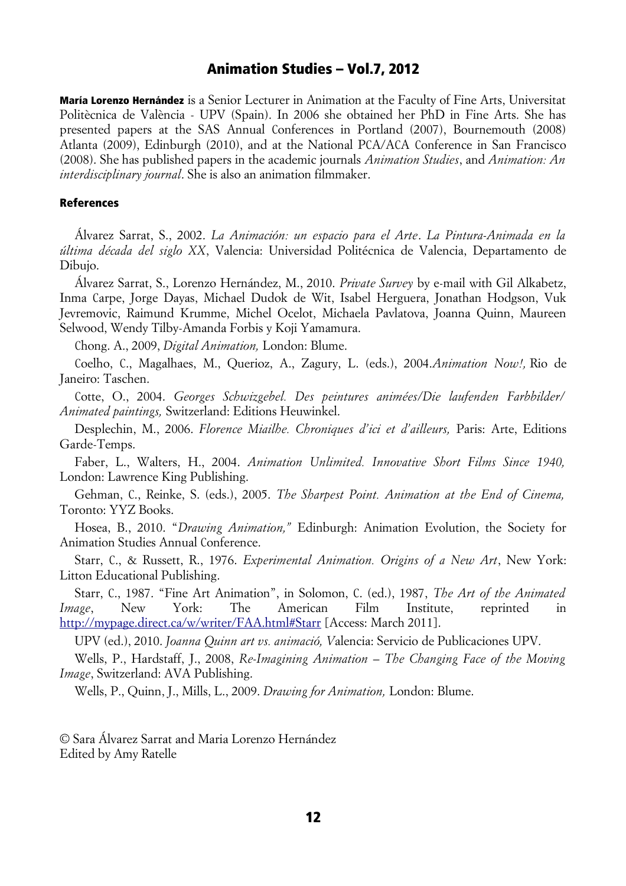**María Lorenzo Hernández** is a Senior Lecturer in Animation at the Faculty of Fine Arts, Universitat Politècnica de València - UPV (Spain). In 2006 she obtained her PhD in Fine Arts. She has presented papers at the SAS Annual Conferences in Portland (2007), Bournemouth (2008) Atlanta (2009), Edinburgh (2010), and at the National PCA/ACA Conference in San Francisco (2008). She has published papers in the academic journals *Animation Studies*, and *Animation: An interdisciplinary journal*. She is also an animation filmmaker.

## References

Álvarez Sarrat, S., 2002. *La Animación: un espacio para el Arte*. *La Pintura-Animada en la última década del siglo XX*, Valencia: Universidad Politécnica de Valencia, Departamento de Dibujo.

Álvarez Sarrat, S., Lorenzo Hernández, M., 2010. *Private Survey* by e-mail with Gil Alkabetz, Inma Carpe, Jorge Dayas, Michael Dudok de Wit, Isabel Herguera, Jonathan Hodgson, Vuk Jevremovic, Raimund Krumme, Michel Ocelot, Michaela Pavlatova, Joanna Quinn, Maureen Selwood, Wendy Tilby-Amanda Forbis y Koji Yamamura.

Chong. A., 2009, *Digital Animation,* London: Blume.

Coelho, C., Magalhaes, M., Querioz, A., Zagury, L. (eds.), 2004.*Animation Now!,* Rio de Janeiro: Taschen.

Cotte, O., 2004. *Georges Schwizgebel. Des peintures animées/Die laufenden Farbbilder/ Animated paintings,* Switzerland: Editions Heuwinkel.

Desplechin, M., 2006. *Florence Miailhe. Chroniques d'ici et d'ailleurs,* Paris: Arte, Editions Garde-Temps.

Faber, L., Walters, H., 2004. *Animation Unlimited. Innovative Short Films Since 1940,* London: Lawrence King Publishing.

Gehman, C., Reinke, S. (eds.), 2005. *The Sharpest Point. Animation at the End of Cinema,* Toronto: YYZ Books.

Hosea, B., 2010. "*Drawing Animation,"* Edinburgh: Animation Evolution, the Society for Animation Studies Annual Conference.

Starr, C., & Russett, R., 1976. *Experimental Animation. Origins of a New Art*, New York: Litton Educational Publishing.

Starr, C., 1987. "Fine Art Animation", in Solomon, C. (ed.), 1987, *The Art of the Animated Image*, New York: The American Film Institute, reprinted in http://mypage.direct.ca/w/writer/FAA.html#Starr [Access: March 2011].

UPV (ed.), 2010. *Joanna Quinn art vs. animació, V*alencia: Servicio de Publicaciones UPV.

Wells, P., Hardstaff, J., 2008, *Re-Imagining Animation – The Changing Face of the Moving Image*, Switzerland: AVA Publishing.

Wells, P., Quinn, J., Mills, L., 2009. *Drawing for Animation,* London: Blume.

© Sara Álvarez Sarrat and Maria Lorenzo Hernández
Edited by Amy Ratelle